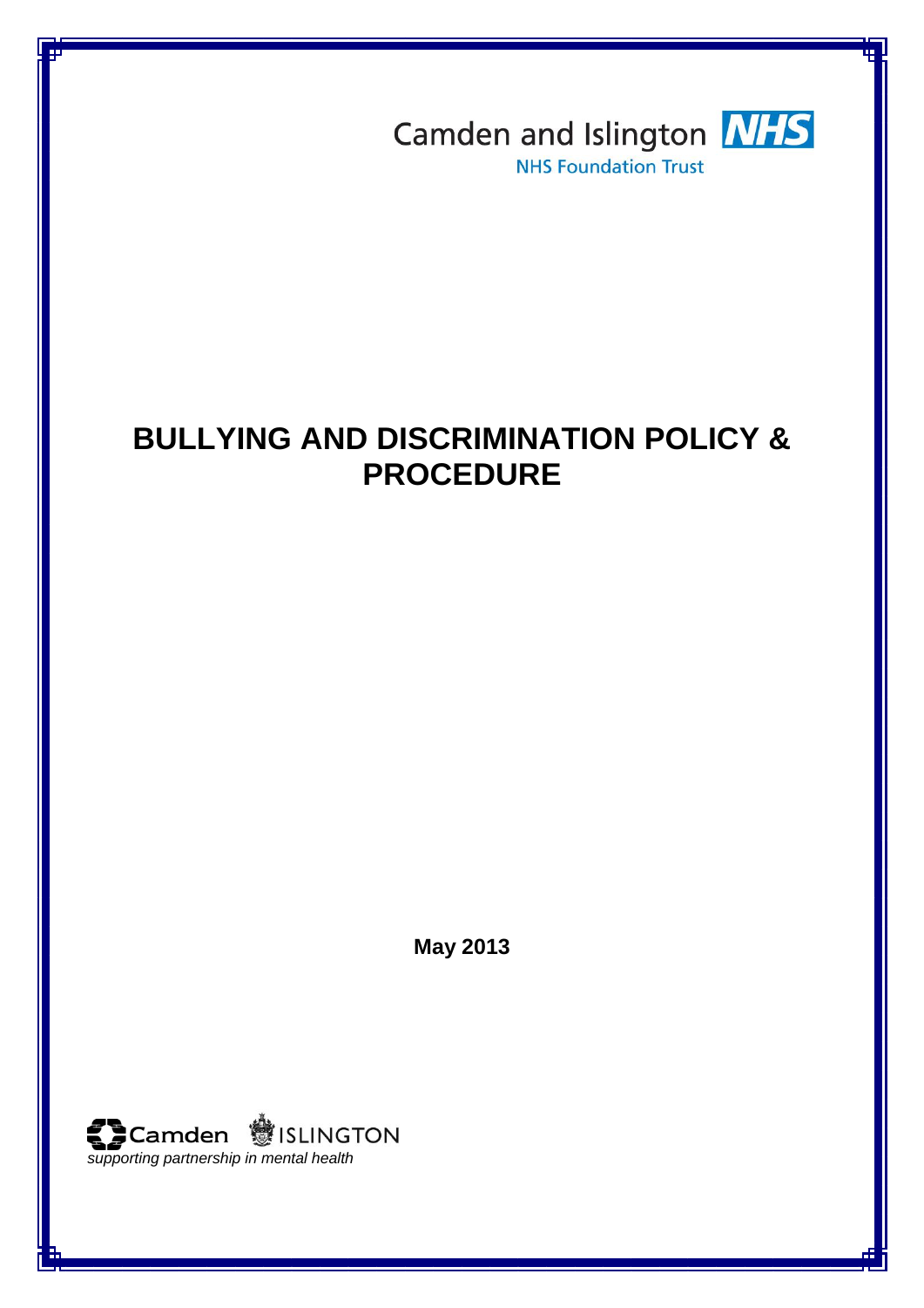Camden and Islington NHS

NHS Foundation Trust

# BULLYING AND DISCRIMINATION POLICY & PROCEDURE

**May 2013**

Camden ISLINGTON

*supporting partnership in mental health*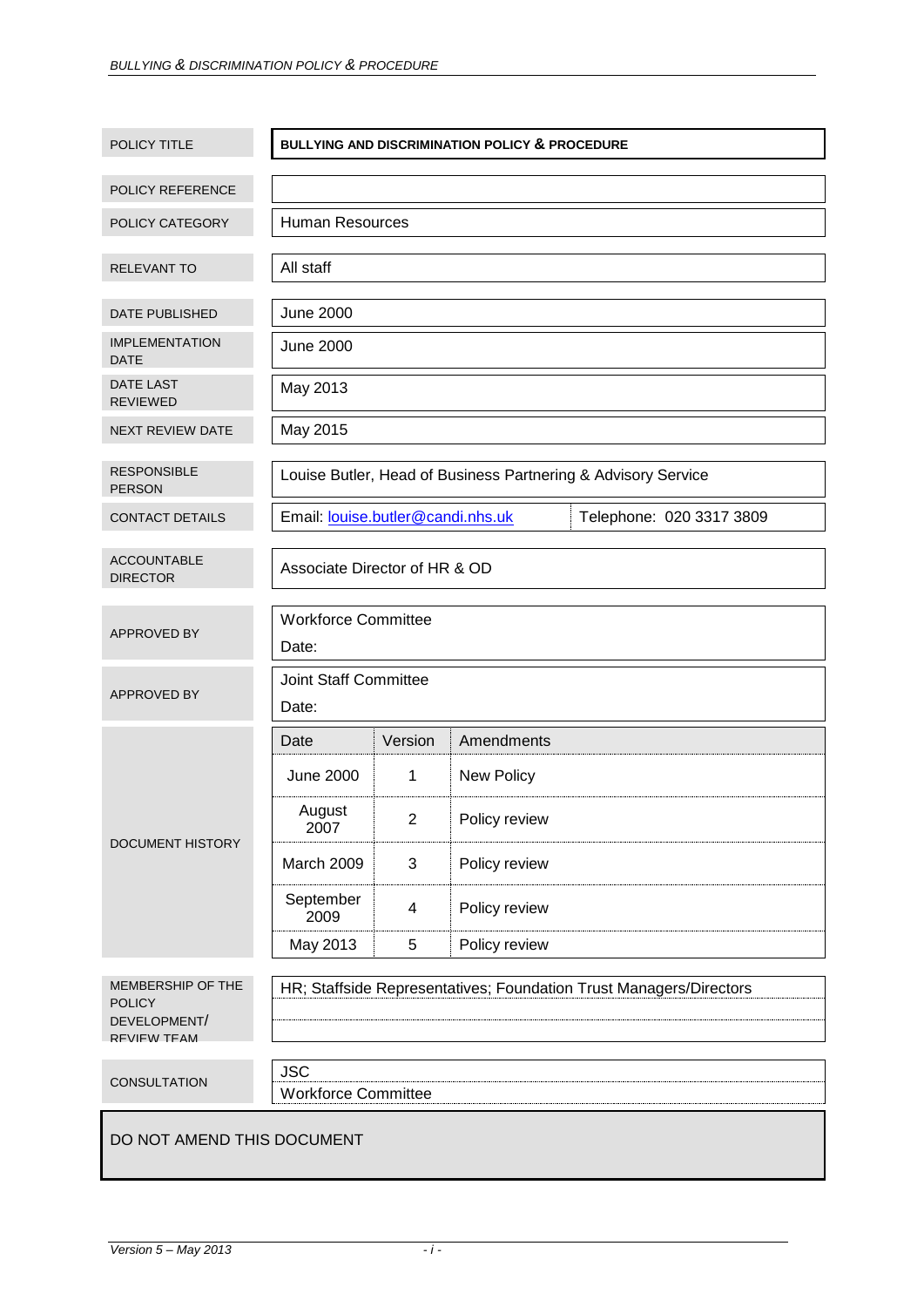| | |
|---|---|
| POLICY TITLE | **BULLYING AND DISCRIMINATION POLICY & PROCEDURE** |
| POLICY REFERENCE | |
| POLICY CATEGORY | Human Resources |
| RELEVANT TO | All staff |
| DATE PUBLISHED | June 2000 |
| IMPLEMENTATION DATE | June 2000 |
| DATE LAST REVIEWED | May 2013 |
| NEXT REVIEW DATE | May 2015 |
| RESPONSIBLE PERSON | Louise Butler, Head of Business Partnering & Advisory Service |
| CONTACT DETAILS | Email: louise.butler@candi.nhs.uk — Telephone: 020 3317 3809 |
| ACCOUNTABLE DIRECTOR | Associate Director of HR & OD |
| APPROVED BY | Workforce Committee<br>Date: |
| APPROVED BY | Joint Staff Committee<br>Date: |

**DOCUMENT HISTORY**

| Date | Version | Amendments |
|---|---|---|
| June 2000 | 1 | New Policy |
| August 2007 | 2 | Policy review |
| March 2009 | 3 | Policy review |
| September 2009 | 4 | Policy review |
| May 2013 | 5 | Policy review |

| | |
|---|---|
| MEMBERSHIP OF THE POLICY DEVELOPMENT/ REVIEW TEAM | HR; Staffside Representatives; Foundation Trust Managers/Directors |
| CONSULTATION | JSC<br>Workforce Committee |

DO NOT AMEND THIS DOCUMENT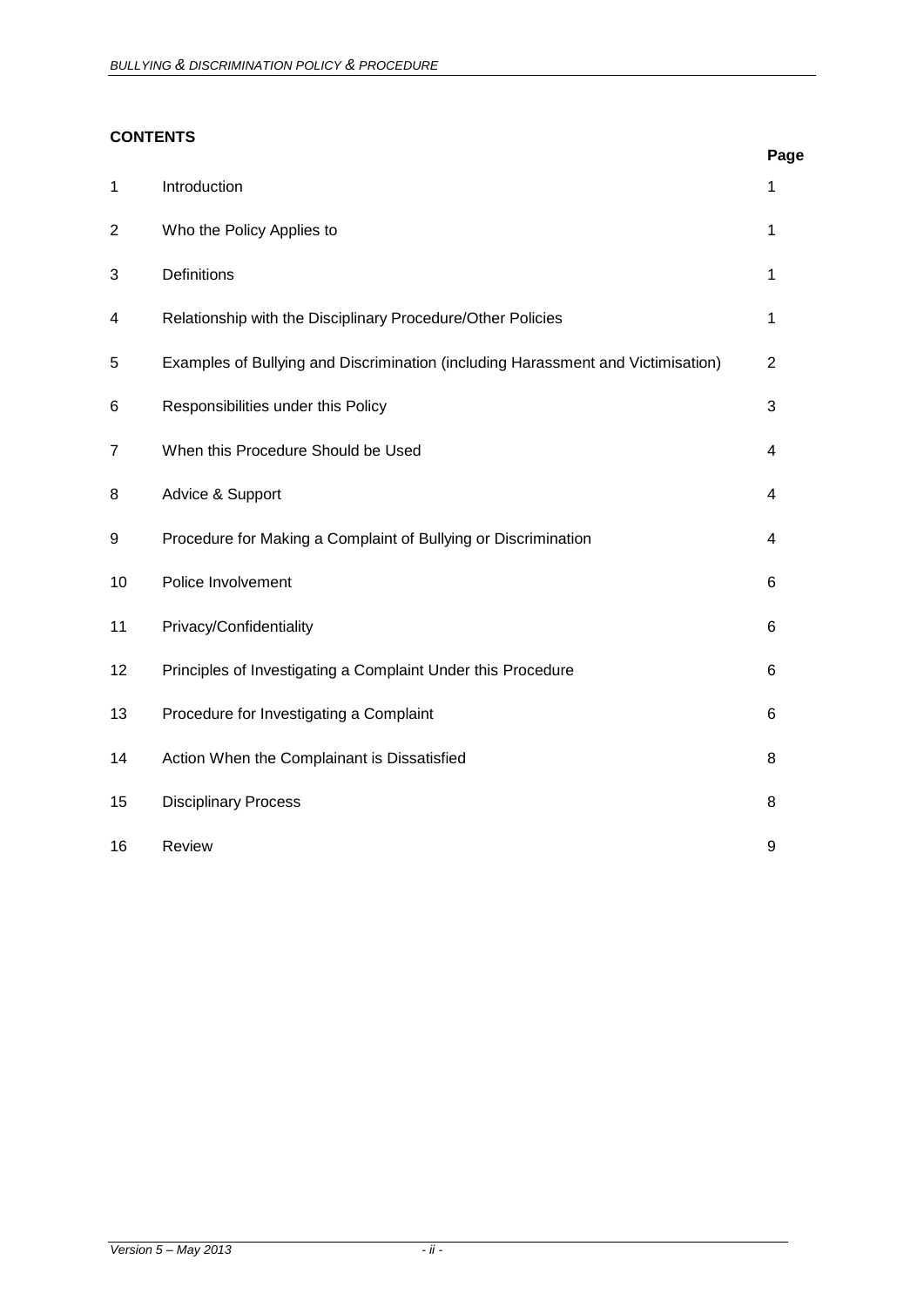**CONTENTS**

| | | Page |
|---|---|---|
| 1 | Introduction | 1 |
| 2 | Who the Policy Applies to | 1 |
| 3 | Definitions | 1 |
| 4 | Relationship with the Disciplinary Procedure/Other Policies | 1 |
| 5 | Examples of Bullying and Discrimination (including Harassment and Victimisation) | 2 |
| 6 | Responsibilities under this Policy | 3 |
| 7 | When this Procedure Should be Used | 4 |
| 8 | Advice & Support | 4 |
| 9 | Procedure for Making a Complaint of Bullying or Discrimination | 4 |
| 10 | Police Involvement | 6 |
| 11 | Privacy/Confidentiality | 6 |
| 12 | Principles of Investigating a Complaint Under this Procedure | 6 |
| 13 | Procedure for Investigating a Complaint | 6 |
| 14 | Action When the Complainant is Dissatisfied | 8 |
| 15 | Disciplinary Process | 8 |
| 16 | Review | 9 |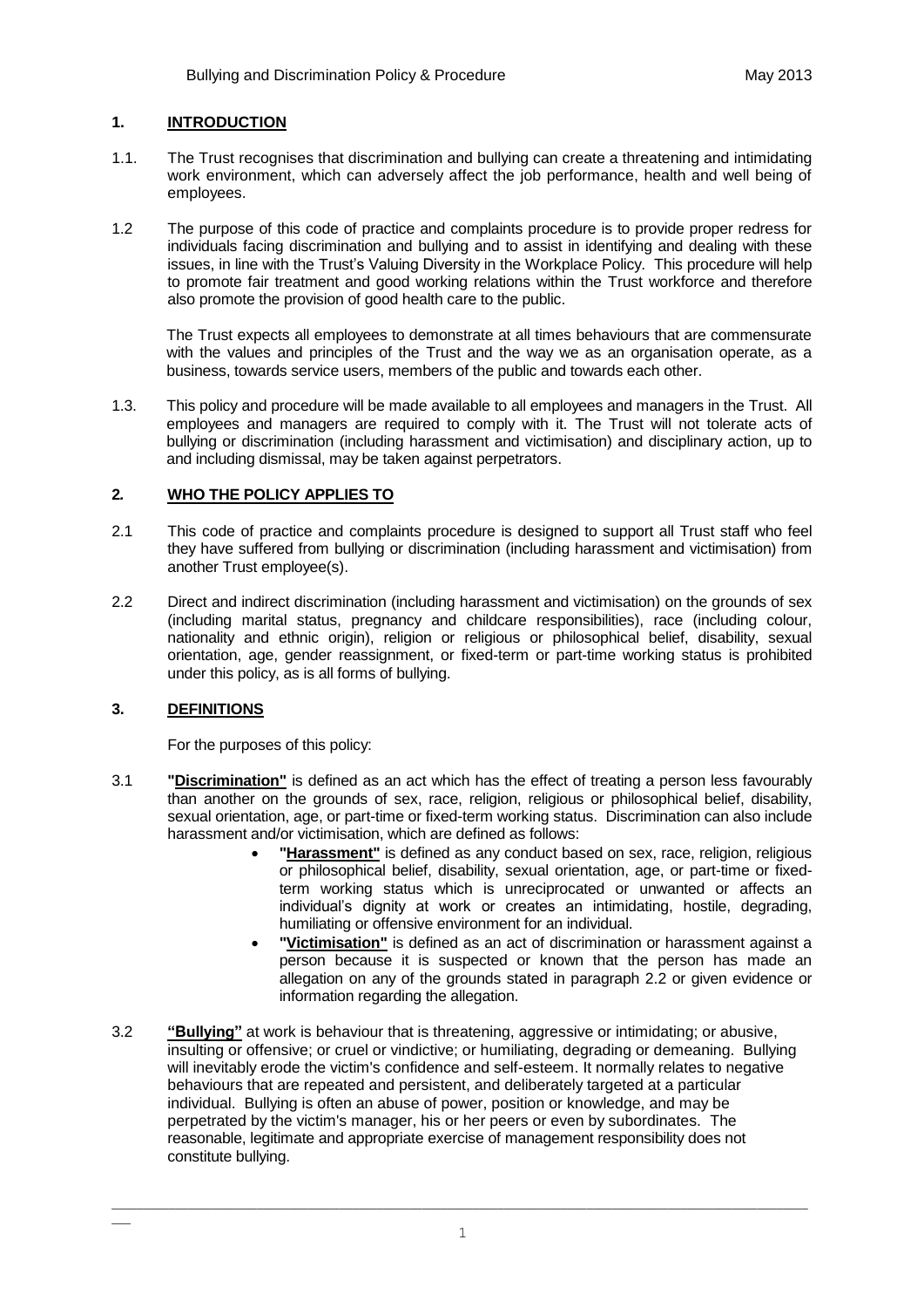## 1. INTRODUCTION

1.1. The Trust recognises that discrimination and bullying can create a threatening and intimidating work environment, which can adversely affect the job performance, health and well being of employees.

1.2 The purpose of this code of practice and complaints procedure is to provide proper redress for individuals facing discrimination and bullying and to assist in identifying and dealing with these issues, in line with the Trust's Valuing Diversity in the Workplace Policy. This procedure will help to promote fair treatment and good working relations within the Trust workforce and therefore also promote the provision of good health care to the public.

The Trust expects all employees to demonstrate at all times behaviours that are commensurate with the values and principles of the Trust and the way we as an organisation operate, as a business, towards service users, members of the public and towards each other.

1.3. This policy and procedure will be made available to all employees and managers in the Trust. All employees and managers are required to comply with it. The Trust will not tolerate acts of bullying or discrimination (including harassment and victimisation) and disciplinary action, up to and including dismissal, may be taken against perpetrators.

## 2. WHO THE POLICY APPLIES TO

2.1 This code of practice and complaints procedure is designed to support all Trust staff who feel they have suffered from bullying or discrimination (including harassment and victimisation) from another Trust employee(s).

2.2 Direct and indirect discrimination (including harassment and victimisation) on the grounds of sex (including marital status, pregnancy and childcare responsibilities), race (including colour, nationality and ethnic origin), religion or religious or philosophical belief, disability, sexual orientation, age, gender reassignment, or fixed-term or part-time working status is prohibited under this policy, as is all forms of bullying.

## 3. DEFINITIONS

For the purposes of this policy:

3.1 **"Discrimination"** is defined as an act which has the effect of treating a person less favourably than another on the grounds of sex, race, religion, religious or philosophical belief, disability, sexual orientation, age, or part-time or fixed-term working status. Discrimination can also include harassment and/or victimisation, which are defined as follows:

- **"Harassment"** is defined as any conduct based on sex, race, religion, religious or philosophical belief, disability, sexual orientation, age, or part-time or fixed-term working status which is unreciprocated or unwanted or affects an individual's dignity at work or creates an intimidating, hostile, degrading, humiliating or offensive environment for an individual.
- **"Victimisation"** is defined as an act of discrimination or harassment against a person because it is suspected or known that the person has made an allegation on any of the grounds stated in paragraph 2.2 or given evidence or information regarding the allegation.

3.2 **"Bullying"** at work is behaviour that is threatening, aggressive or intimidating; or abusive, insulting or offensive; or cruel or vindictive; or humiliating, degrading or demeaning. Bullying will inevitably erode the victim's confidence and self-esteem. It normally relates to negative behaviours that are repeated and persistent, and deliberately targeted at a particular individual. Bullying is often an abuse of power, position or knowledge, and may be perpetrated by the victim's manager, his or her peers or even by subordinates. The reasonable, legitimate and appropriate exercise of management responsibility does not constitute bullying.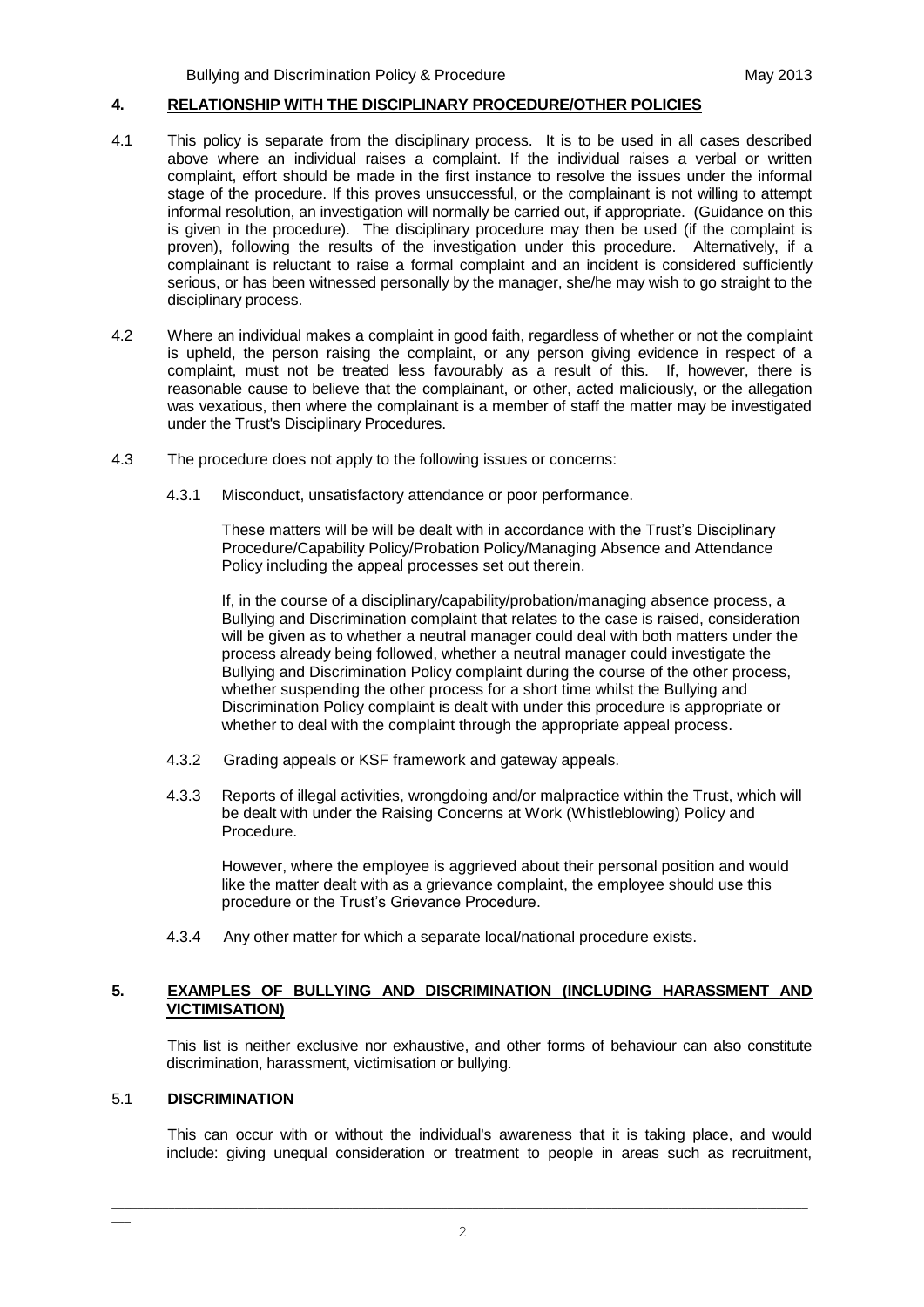## 4. RELATIONSHIP WITH THE DISCIPLINARY PROCEDURE/OTHER POLICIES

4.1 This policy is separate from the disciplinary process. It is to be used in all cases described above where an individual raises a complaint. If the individual raises a verbal or written complaint, effort should be made in the first instance to resolve the issues under the informal stage of the procedure. If this proves unsuccessful, or the complainant is not willing to attempt informal resolution, an investigation will normally be carried out, if appropriate. (Guidance on this is given in the procedure). The disciplinary procedure may then be used (if the complaint is proven), following the results of the investigation under this procedure. Alternatively, if a complainant is reluctant to raise a formal complaint and an incident is considered sufficiently serious, or has been witnessed personally by the manager, she/he may wish to go straight to the disciplinary process.

4.2 Where an individual makes a complaint in good faith, regardless of whether or not the complaint is upheld, the person raising the complaint, or any person giving evidence in respect of a complaint, must not be treated less favourably as a result of this. If, however, there is reasonable cause to believe that the complainant, or other, acted maliciously, or the allegation was vexatious, then where the complainant is a member of staff the matter may be investigated under the Trust's Disciplinary Procedures.

4.3 The procedure does not apply to the following issues or concerns:

4.3.1 Misconduct, unsatisfactory attendance or poor performance.

These matters will be will be dealt with in accordance with the Trust's Disciplinary Procedure/Capability Policy/Probation Policy/Managing Absence and Attendance Policy including the appeal processes set out therein.

If, in the course of a disciplinary/capability/probation/managing absence process, a Bullying and Discrimination complaint that relates to the case is raised, consideration will be given as to whether a neutral manager could deal with both matters under the process already being followed, whether a neutral manager could investigate the Bullying and Discrimination Policy complaint during the course of the other process, whether suspending the other process for a short time whilst the Bullying and Discrimination Policy complaint is dealt with under this procedure is appropriate or whether to deal with the complaint through the appropriate appeal process.

4.3.2 Grading appeals or KSF framework and gateway appeals.

4.3.3 Reports of illegal activities, wrongdoing and/or malpractice within the Trust, which will be dealt with under the Raising Concerns at Work (Whistleblowing) Policy and Procedure.

However, where the employee is aggrieved about their personal position and would like the matter dealt with as a grievance complaint, the employee should use this procedure or the Trust's Grievance Procedure.

4.3.4 Any other matter for which a separate local/national procedure exists.

## 5. EXAMPLES OF BULLYING AND DISCRIMINATION (INCLUDING HARASSMENT AND VICTIMISATION)

This list is neither exclusive nor exhaustive, and other forms of behaviour can also constitute discrimination, harassment, victimisation or bullying.

### 5.1 DISCRIMINATION

This can occur with or without the individual's awareness that it is taking place, and would include: giving unequal consideration or treatment to people in areas such as recruitment,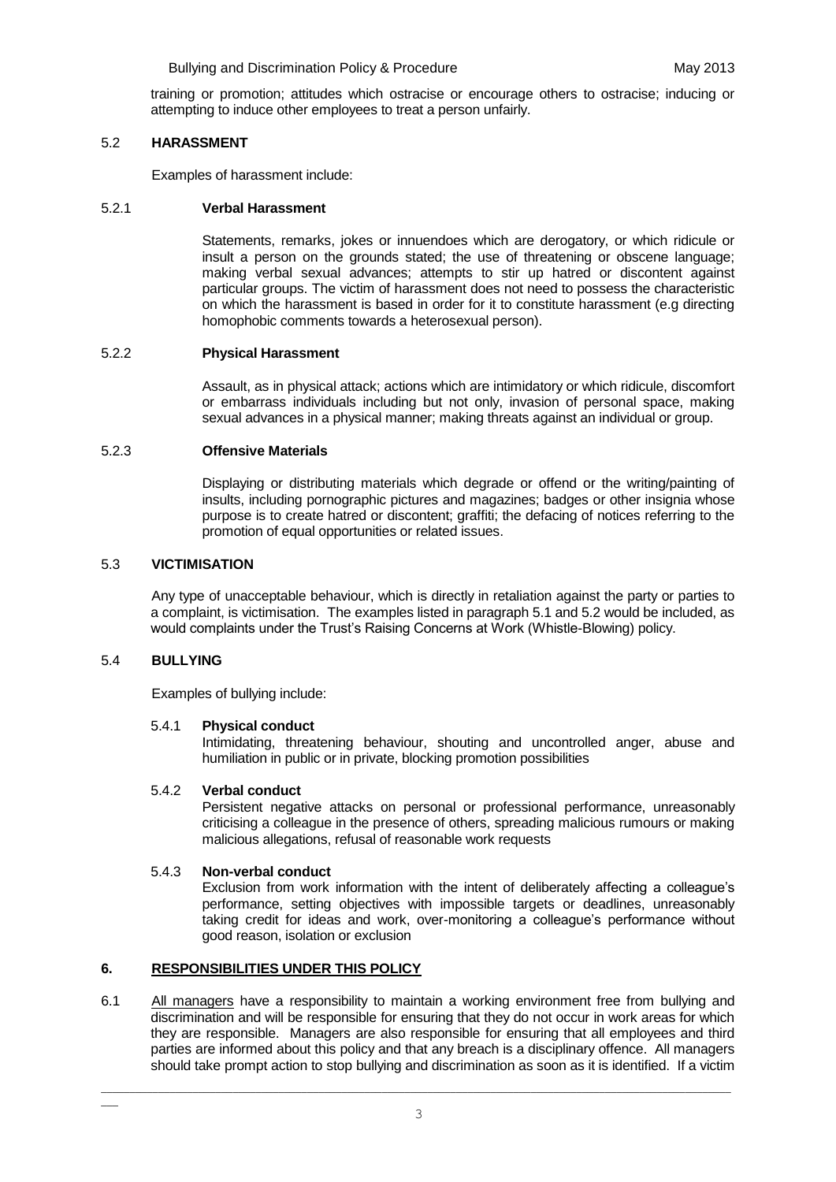training or promotion; attitudes which ostracise or encourage others to ostracise; inducing or attempting to induce other employees to treat a person unfairly.

### 5.2 HARASSMENT

Examples of harassment include:

#### 5.2.1 Verbal Harassment

Statements, remarks, jokes or innuendoes which are derogatory, or which ridicule or insult a person on the grounds stated; the use of threatening or obscene language; making verbal sexual advances; attempts to stir up hatred or discontent against particular groups. The victim of harassment does not need to possess the characteristic on which the harassment is based in order for it to constitute harassment (e.g directing homophobic comments towards a heterosexual person).

#### 5.2.2 Physical Harassment

Assault, as in physical attack; actions which are intimidatory or which ridicule, discomfort or embarrass individuals including but not only, invasion of personal space, making sexual advances in a physical manner; making threats against an individual or group.

#### 5.2.3 Offensive Materials

Displaying or distributing materials which degrade or offend or the writing/painting of insults, including pornographic pictures and magazines; badges or other insignia whose purpose is to create hatred or discontent; graffiti; the defacing of notices referring to the promotion of equal opportunities or related issues.

### 5.3 VICTIMISATION

Any type of unacceptable behaviour, which is directly in retaliation against the party or parties to a complaint, is victimisation. The examples listed in paragraph 5.1 and 5.2 would be included, as would complaints under the Trust's Raising Concerns at Work (Whistle-Blowing) policy.

### 5.4 BULLYING

Examples of bullying include:

#### 5.4.1 Physical conduct

Intimidating, threatening behaviour, shouting and uncontrolled anger, abuse and humiliation in public or in private, blocking promotion possibilities

#### 5.4.2 Verbal conduct

Persistent negative attacks on personal or professional performance, unreasonably criticising a colleague in the presence of others, spreading malicious rumours or making malicious allegations, refusal of reasonable work requests

#### 5.4.3 Non-verbal conduct

Exclusion from work information with the intent of deliberately affecting a colleague's performance, setting objectives with impossible targets or deadlines, unreasonably taking credit for ideas and work, over-monitoring a colleague's performance without good reason, isolation or exclusion

## 6. RESPONSIBILITIES UNDER THIS POLICY

6.1 All managers have a responsibility to maintain a working environment free from bullying and discrimination and will be responsible for ensuring that they do not occur in work areas for which they are responsible. Managers are also responsible for ensuring that all employees and third parties are informed about this policy and that any breach is a disciplinary offence. All managers should take prompt action to stop bullying and discrimination as soon as it is identified. If a victim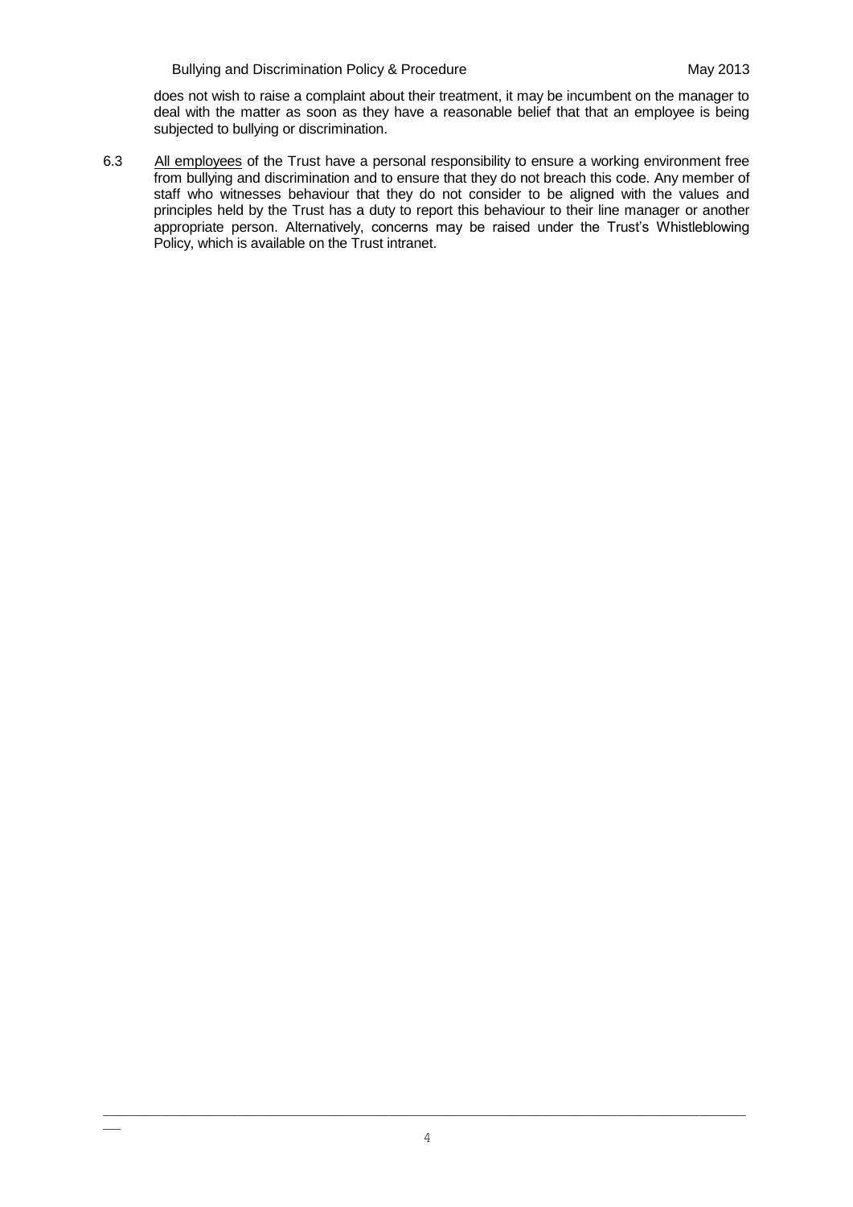does not wish to raise a complaint about their treatment, it may be incumbent on the manager to deal with the matter as soon as they have a reasonable belief that that an employee is being subjected to bullying or discrimination.

6.3 All employees of the Trust have a personal responsibility to ensure a working environment free from bullying and discrimination and to ensure that they do not breach this code. Any member of staff who witnesses behaviour that they do not consider to be aligned with the values and principles held by the Trust has a duty to report this behaviour to their line manager or another appropriate person. Alternatively, concerns may be raised under the Trust's Whistleblowing Policy, which is available on the Trust intranet.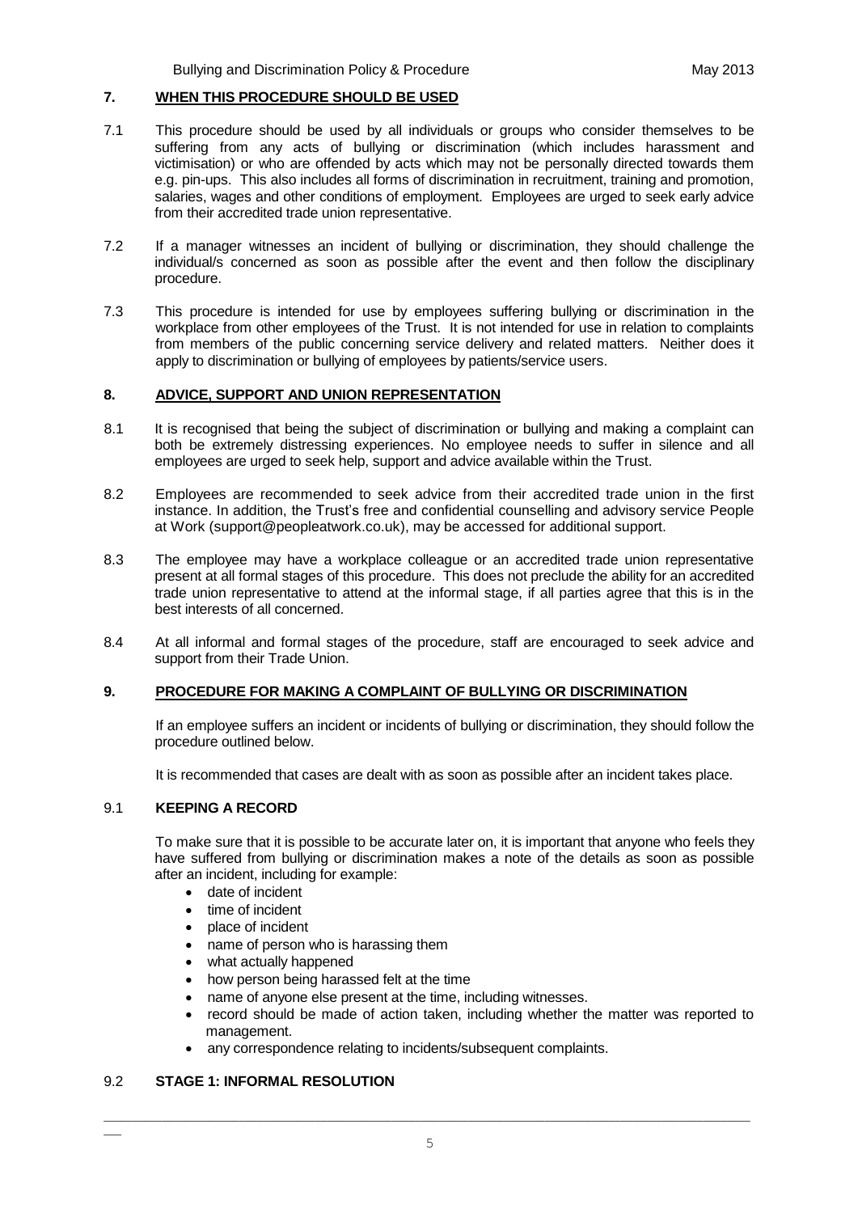## 7. WHEN THIS PROCEDURE SHOULD BE USED

7.1 This procedure should be used by all individuals or groups who consider themselves to be suffering from any acts of bullying or discrimination (which includes harassment and victimisation) or who are offended by acts which may not be personally directed towards them e.g. pin-ups. This also includes all forms of discrimination in recruitment, training and promotion, salaries, wages and other conditions of employment. Employees are urged to seek early advice from their accredited trade union representative.

7.2 If a manager witnesses an incident of bullying or discrimination, they should challenge the individual/s concerned as soon as possible after the event and then follow the disciplinary procedure.

7.3 This procedure is intended for use by employees suffering bullying or discrimination in the workplace from other employees of the Trust. It is not intended for use in relation to complaints from members of the public concerning service delivery and related matters. Neither does it apply to discrimination or bullying of employees by patients/service users.

## 8. ADVICE, SUPPORT AND UNION REPRESENTATION

8.1 It is recognised that being the subject of discrimination or bullying and making a complaint can both be extremely distressing experiences. No employee needs to suffer in silence and all employees are urged to seek help, support and advice available within the Trust.

8.2 Employees are recommended to seek advice from their accredited trade union in the first instance. In addition, the Trust's free and confidential counselling and advisory service People at Work (support@peopleatwork.co.uk), may be accessed for additional support.

8.3 The employee may have a workplace colleague or an accredited trade union representative present at all formal stages of this procedure. This does not preclude the ability for an accredited trade union representative to attend at the informal stage, if all parties agree that this is in the best interests of all concerned.

8.4 At all informal and formal stages of the procedure, staff are encouraged to seek advice and support from their Trade Union.

## 9. PROCEDURE FOR MAKING A COMPLAINT OF BULLYING OR DISCRIMINATION

If an employee suffers an incident or incidents of bullying or discrimination, they should follow the procedure outlined below.

It is recommended that cases are dealt with as soon as possible after an incident takes place.

### 9.1 KEEPING A RECORD

To make sure that it is possible to be accurate later on, it is important that anyone who feels they have suffered from bullying or discrimination makes a note of the details as soon as possible after an incident, including for example:

- date of incident
- time of incident
- place of incident
- name of person who is harassing them
- what actually happened
- how person being harassed felt at the time
- name of anyone else present at the time, including witnesses.
- record should be made of action taken, including whether the matter was reported to management.
- any correspondence relating to incidents/subsequent complaints.

### 9.2 STAGE 1: INFORMAL RESOLUTION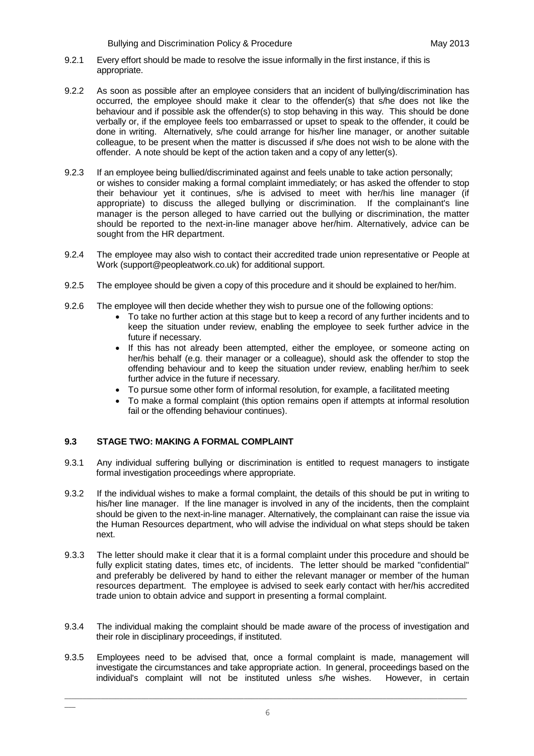9.2.1 Every effort should be made to resolve the issue informally in the first instance, if this is appropriate.

9.2.2 As soon as possible after an employee considers that an incident of bullying/discrimination has occurred, the employee should make it clear to the offender(s) that s/he does not like the behaviour and if possible ask the offender(s) to stop behaving in this way. This should be done verbally or, if the employee feels too embarrassed or upset to speak to the offender, it could be done in writing. Alternatively, s/he could arrange for his/her line manager, or another suitable colleague, to be present when the matter is discussed if s/he does not wish to be alone with the offender. A note should be kept of the action taken and a copy of any letter(s).

9.2.3 If an employee being bullied/discriminated against and feels unable to take action personally; or wishes to consider making a formal complaint immediately; or has asked the offender to stop their behaviour yet it continues, s/he is advised to meet with her/his line manager (if appropriate) to discuss the alleged bullying or discrimination. If the complainant's line manager is the person alleged to have carried out the bullying or discrimination, the matter should be reported to the next-in-line manager above her/him. Alternatively, advice can be sought from the HR department.

9.2.4 The employee may also wish to contact their accredited trade union representative or People at Work (support@peopleatwork.co.uk) for additional support.

9.2.5 The employee should be given a copy of this procedure and it should be explained to her/him.

9.2.6 The employee will then decide whether they wish to pursue one of the following options:

- To take no further action at this stage but to keep a record of any further incidents and to keep the situation under review, enabling the employee to seek further advice in the future if necessary.
- If this has not already been attempted, either the employee, or someone acting on her/his behalf (e.g. their manager or a colleague), should ask the offender to stop the offending behaviour and to keep the situation under review, enabling her/him to seek further advice in the future if necessary.
- To pursue some other form of informal resolution, for example, a facilitated meeting
- To make a formal complaint (this option remains open if attempts at informal resolution fail or the offending behaviour continues).

### 9.3 STAGE TWO: MAKING A FORMAL COMPLAINT

9.3.1 Any individual suffering bullying or discrimination is entitled to request managers to instigate formal investigation proceedings where appropriate.

9.3.2 If the individual wishes to make a formal complaint, the details of this should be put in writing to his/her line manager. If the line manager is involved in any of the incidents, then the complaint should be given to the next-in-line manager. Alternatively, the complainant can raise the issue via the Human Resources department, who will advise the individual on what steps should be taken next.

9.3.3 The letter should make it clear that it is a formal complaint under this procedure and should be fully explicit stating dates, times etc, of incidents. The letter should be marked "confidential" and preferably be delivered by hand to either the relevant manager or member of the human resources department. The employee is advised to seek early contact with her/his accredited trade union to obtain advice and support in presenting a formal complaint.

9.3.4 The individual making the complaint should be made aware of the process of investigation and their role in disciplinary proceedings, if instituted.

9.3.5 Employees need to be advised that, once a formal complaint is made, management will investigate the circumstances and take appropriate action. In general, proceedings based on the individual's complaint will not be instituted unless s/he wishes. However, in certain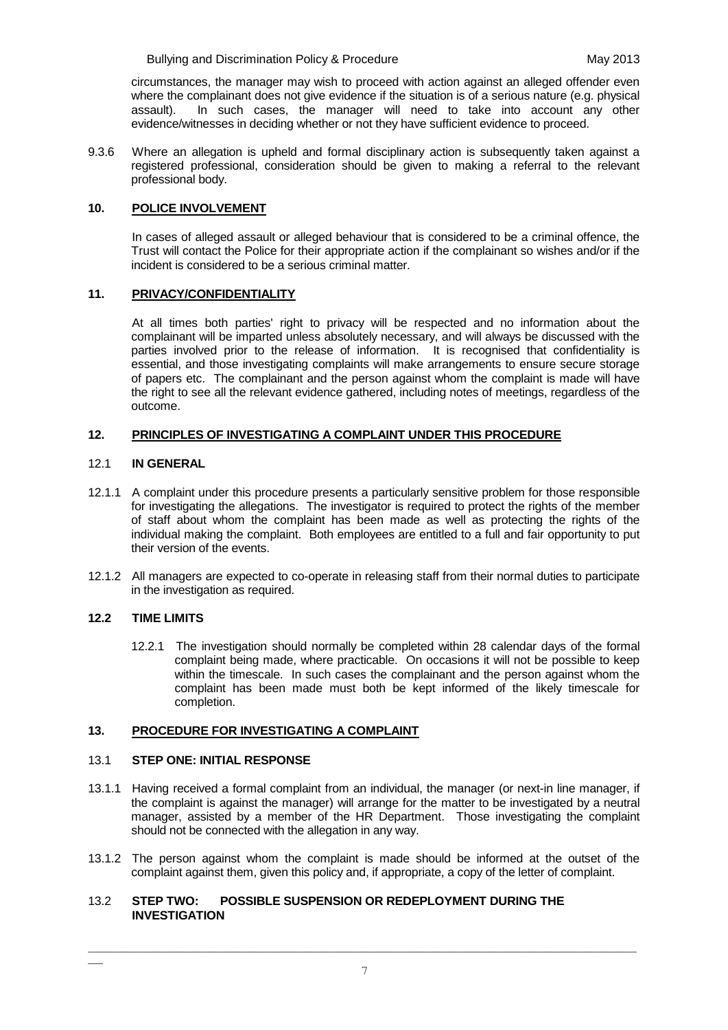circumstances, the manager may wish to proceed with action against an alleged offender even where the complainant does not give evidence if the situation is of a serious nature (e.g. physical assault). In such cases, the manager will need to take into account any other evidence/witnesses in deciding whether or not they have sufficient evidence to proceed.

9.3.6 Where an allegation is upheld and formal disciplinary action is subsequently taken against a registered professional, consideration should be given to making a referral to the relevant professional body.

## 10. POLICE INVOLVEMENT

In cases of alleged assault or alleged behaviour that is considered to be a criminal offence, the Trust will contact the Police for their appropriate action if the complainant so wishes and/or if the incident is considered to be a serious criminal matter.

## 11. PRIVACY/CONFIDENTIALITY

At all times both parties' right to privacy will be respected and no information about the complainant will be imparted unless absolutely necessary, and will always be discussed with the parties involved prior to the release of information. It is recognised that confidentiality is essential, and those investigating complaints will make arrangements to ensure secure storage of papers etc. The complainant and the person against whom the complaint is made will have the right to see all the relevant evidence gathered, including notes of meetings, regardless of the outcome.

## 12. PRINCIPLES OF INVESTIGATING A COMPLAINT UNDER THIS PROCEDURE

### 12.1 IN GENERAL

12.1.1 A complaint under this procedure presents a particularly sensitive problem for those responsible for investigating the allegations. The investigator is required to protect the rights of the member of staff about whom the complaint has been made as well as protecting the rights of the individual making the complaint. Both employees are entitled to a full and fair opportunity to put their version of the events.

12.1.2 All managers are expected to co-operate in releasing staff from their normal duties to participate in the investigation as required.

### 12.2 TIME LIMITS

12.2.1 The investigation should normally be completed within 28 calendar days of the formal complaint being made, where practicable. On occasions it will not be possible to keep within the timescale. In such cases the complainant and the person against whom the complaint has been made must both be kept informed of the likely timescale for completion.

## 13. PROCEDURE FOR INVESTIGATING A COMPLAINT

### 13.1 STEP ONE: INITIAL RESPONSE

13.1.1 Having received a formal complaint from an individual, the manager (or next-in line manager, if the complaint is against the manager) will arrange for the matter to be investigated by a neutral manager, assisted by a member of the HR Department. Those investigating the complaint should not be connected with the allegation in any way.

13.1.2 The person against whom the complaint is made should be informed at the outset of the complaint against them, given this policy and, if appropriate, a copy of the letter of complaint.

### 13.2 STEP TWO: POSSIBLE SUSPENSION OR REDEPLOYMENT DURING THE INVESTIGATION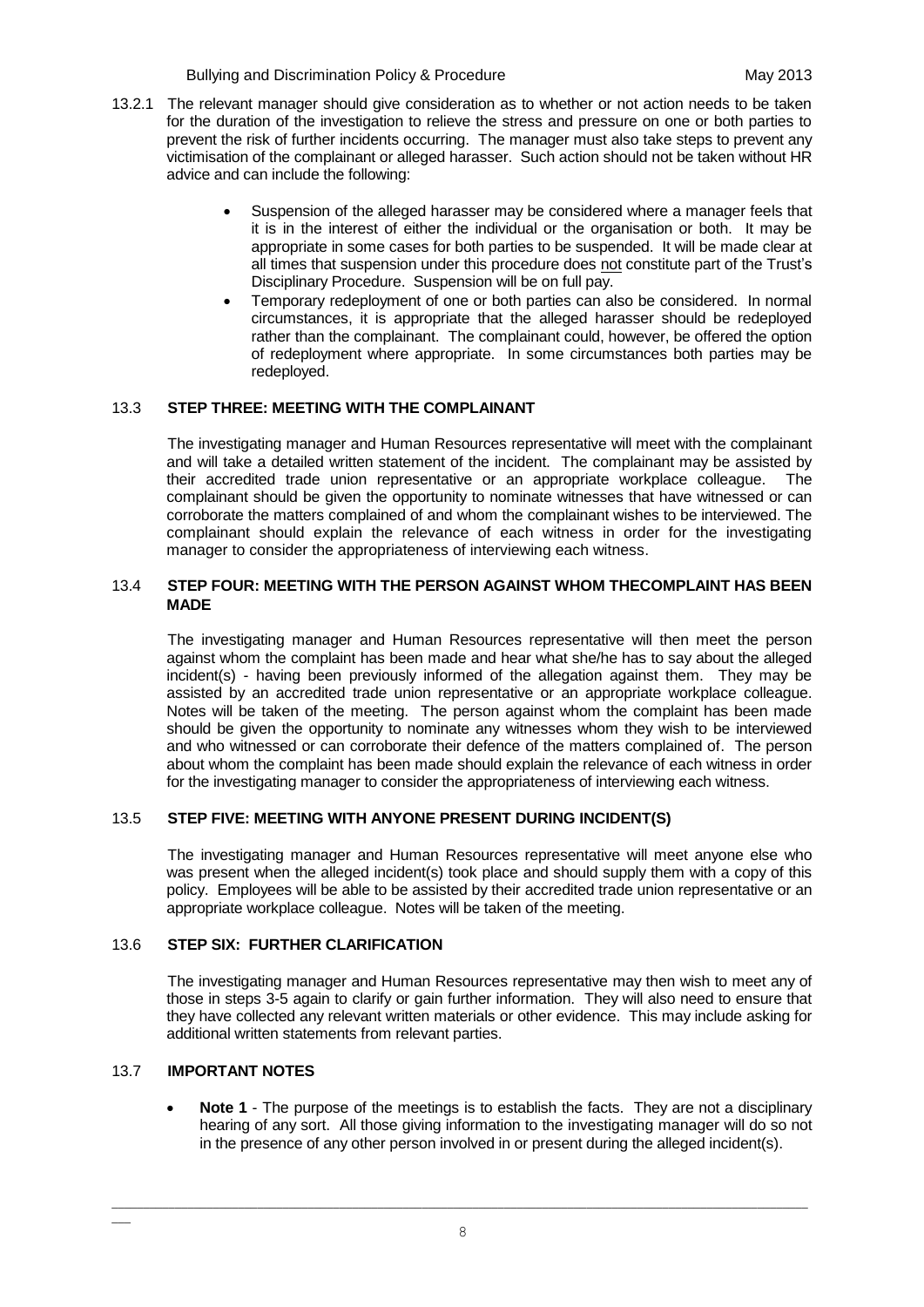13.2.1 The relevant manager should give consideration as to whether or not action needs to be taken for the duration of the investigation to relieve the stress and pressure on one or both parties to prevent the risk of further incidents occurring. The manager must also take steps to prevent any victimisation of the complainant or alleged harasser. Such action should not be taken without HR advice and can include the following:

- Suspension of the alleged harasser may be considered where a manager feels that it is in the interest of either the individual or the organisation or both. It may be appropriate in some cases for both parties to be suspended. It will be made clear at all times that suspension under this procedure does not constitute part of the Trust's Disciplinary Procedure. Suspension will be on full pay.
- Temporary redeployment of one or both parties can also be considered. In normal circumstances, it is appropriate that the alleged harasser should be redeployed rather than the complainant. The complainant could, however, be offered the option of redeployment where appropriate. In some circumstances both parties may be redeployed.

### 13.3 STEP THREE: MEETING WITH THE COMPLAINANT

The investigating manager and Human Resources representative will meet with the complainant and will take a detailed written statement of the incident. The complainant may be assisted by their accredited trade union representative or an appropriate workplace colleague. The complainant should be given the opportunity to nominate witnesses that have witnessed or can corroborate the matters complained of and whom the complainant wishes to be interviewed. The complainant should explain the relevance of each witness in order for the investigating manager to consider the appropriateness of interviewing each witness.

### 13.4 STEP FOUR: MEETING WITH THE PERSON AGAINST WHOM THECOMPLAINT HAS BEEN MADE

The investigating manager and Human Resources representative will then meet the person against whom the complaint has been made and hear what she/he has to say about the alleged incident(s) - having been previously informed of the allegation against them. They may be assisted by an accredited trade union representative or an appropriate workplace colleague. Notes will be taken of the meeting. The person against whom the complaint has been made should be given the opportunity to nominate any witnesses whom they wish to be interviewed and who witnessed or can corroborate their defence of the matters complained of. The person about whom the complaint has been made should explain the relevance of each witness in order for the investigating manager to consider the appropriateness of interviewing each witness.

### 13.5 STEP FIVE: MEETING WITH ANYONE PRESENT DURING INCIDENT(S)

The investigating manager and Human Resources representative will meet anyone else who was present when the alleged incident(s) took place and should supply them with a copy of this policy. Employees will be able to be assisted by their accredited trade union representative or an appropriate workplace colleague. Notes will be taken of the meeting.

### 13.6 STEP SIX: FURTHER CLARIFICATION

The investigating manager and Human Resources representative may then wish to meet any of those in steps 3-5 again to clarify or gain further information. They will also need to ensure that they have collected any relevant written materials or other evidence. This may include asking for additional written statements from relevant parties.

### 13.7 IMPORTANT NOTES

- **Note 1** - The purpose of the meetings is to establish the facts. They are not a disciplinary hearing of any sort. All those giving information to the investigating manager will do so not in the presence of any other person involved in or present during the alleged incident(s).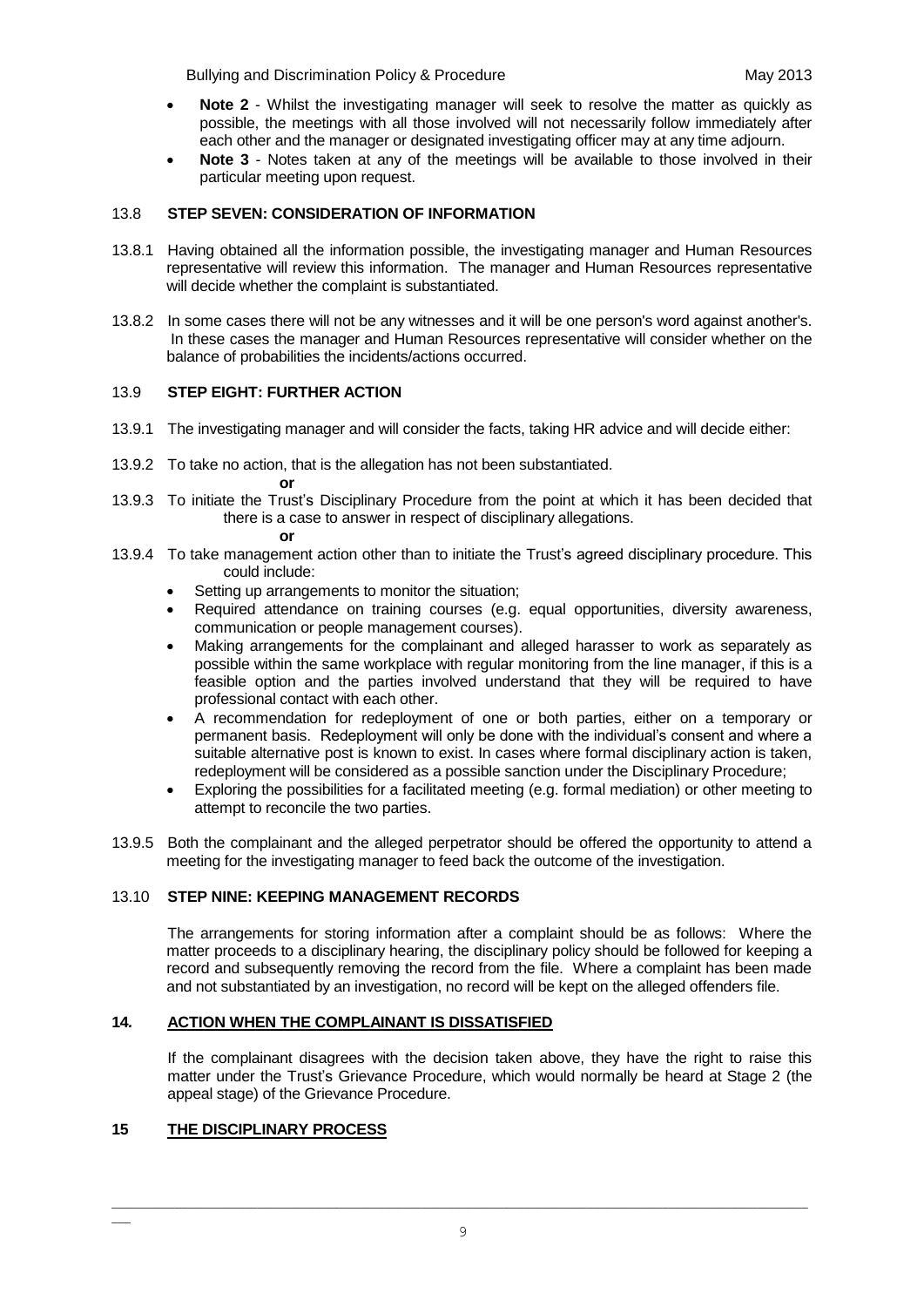- **Note 2** - Whilst the investigating manager will seek to resolve the matter as quickly as possible, the meetings with all those involved will not necessarily follow immediately after each other and the manager or designated investigating officer may at any time adjourn.
- **Note 3** - Notes taken at any of the meetings will be available to those involved in their particular meeting upon request.

### 13.8 STEP SEVEN: CONSIDERATION OF INFORMATION

13.8.1 Having obtained all the information possible, the investigating manager and Human Resources representative will review this information. The manager and Human Resources representative will decide whether the complaint is substantiated.

13.8.2 In some cases there will not be any witnesses and it will be one person's word against another's. In these cases the manager and Human Resources representative will consider whether on the balance of probabilities the incidents/actions occurred.

### 13.9 STEP EIGHT: FURTHER ACTION

13.9.1 The investigating manager and will consider the facts, taking HR advice and will decide either:

13.9.2 To take no action, that is the allegation has not been substantiated.

**or**

13.9.3 To initiate the Trust's Disciplinary Procedure from the point at which it has been decided that there is a case to answer in respect of disciplinary allegations.

**or**

13.9.4 To take management action other than to initiate the Trust's agreed disciplinary procedure. This could include:

- Setting up arrangements to monitor the situation;
- Required attendance on training courses (e.g. equal opportunities, diversity awareness, communication or people management courses).
- Making arrangements for the complainant and alleged harasser to work as separately as possible within the same workplace with regular monitoring from the line manager, if this is a feasible option and the parties involved understand that they will be required to have professional contact with each other.
- A recommendation for redeployment of one or both parties, either on a temporary or permanent basis. Redeployment will only be done with the individual's consent and where a suitable alternative post is known to exist. In cases where formal disciplinary action is taken, redeployment will be considered as a possible sanction under the Disciplinary Procedure;
- Exploring the possibilities for a facilitated meeting (e.g. formal mediation) or other meeting to attempt to reconcile the two parties.

13.9.5 Both the complainant and the alleged perpetrator should be offered the opportunity to attend a meeting for the investigating manager to feed back the outcome of the investigation.

### 13.10 STEP NINE: KEEPING MANAGEMENT RECORDS

The arrangements for storing information after a complaint should be as follows: Where the matter proceeds to a disciplinary hearing, the disciplinary policy should be followed for keeping a record and subsequently removing the record from the file. Where a complaint has been made and not substantiated by an investigation, no record will be kept on the alleged offenders file.

## 14. ACTION WHEN THE COMPLAINANT IS DISSATISFIED

If the complainant disagrees with the decision taken above, they have the right to raise this matter under the Trust's Grievance Procedure, which would normally be heard at Stage 2 (the appeal stage) of the Grievance Procedure.

## 15 THE DISCIPLINARY PROCESS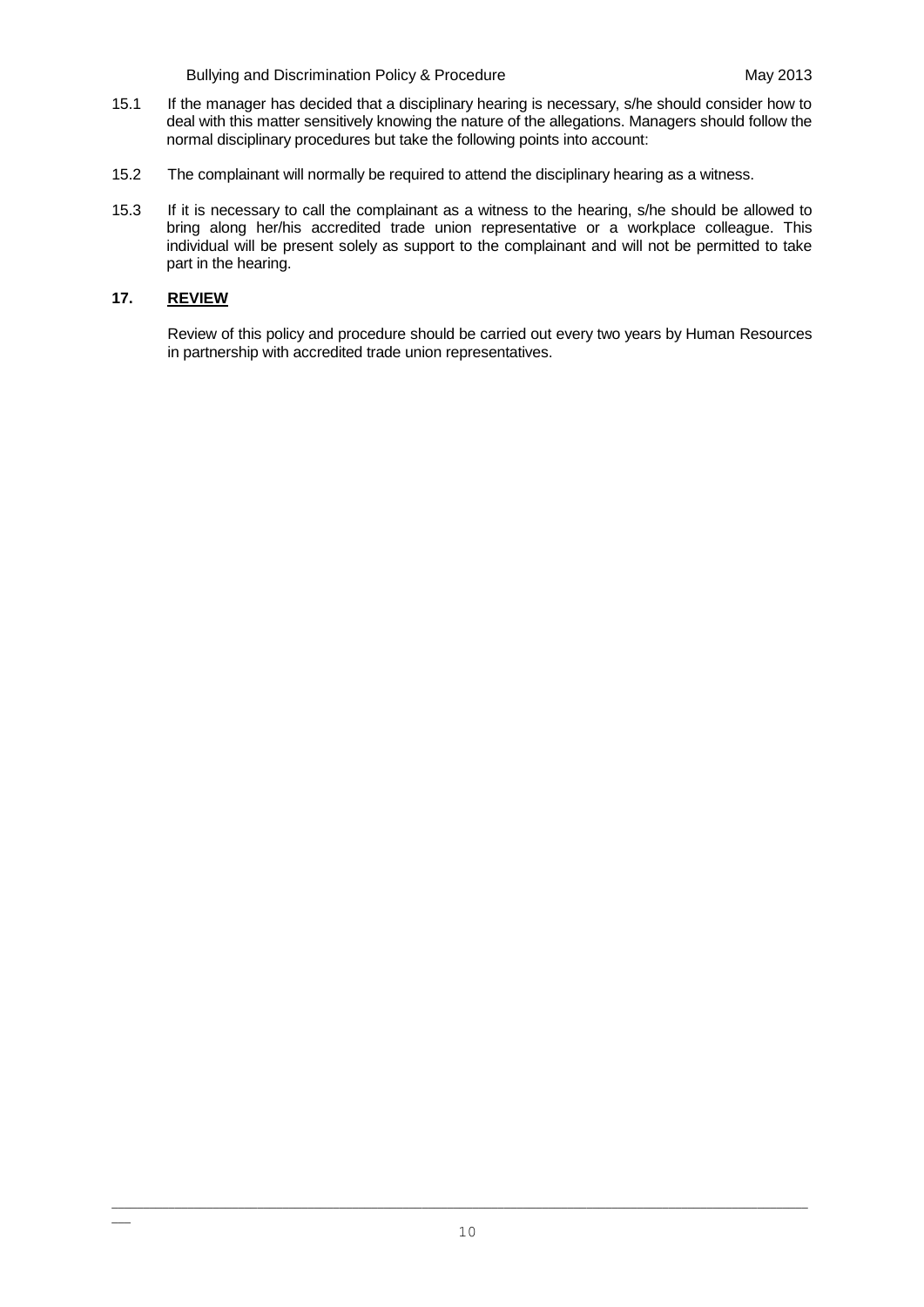15.1 If the manager has decided that a disciplinary hearing is necessary, s/he should consider how to deal with this matter sensitively knowing the nature of the allegations. Managers should follow the normal disciplinary procedures but take the following points into account:

15.2 The complainant will normally be required to attend the disciplinary hearing as a witness.

15.3 If it is necessary to call the complainant as a witness to the hearing, s/he should be allowed to bring along her/his accredited trade union representative or a workplace colleague. This individual will be present solely as support to the complainant and will not be permitted to take part in the hearing.

## 17. REVIEW

Review of this policy and procedure should be carried out every two years by Human Resources in partnership with accredited trade union representatives.